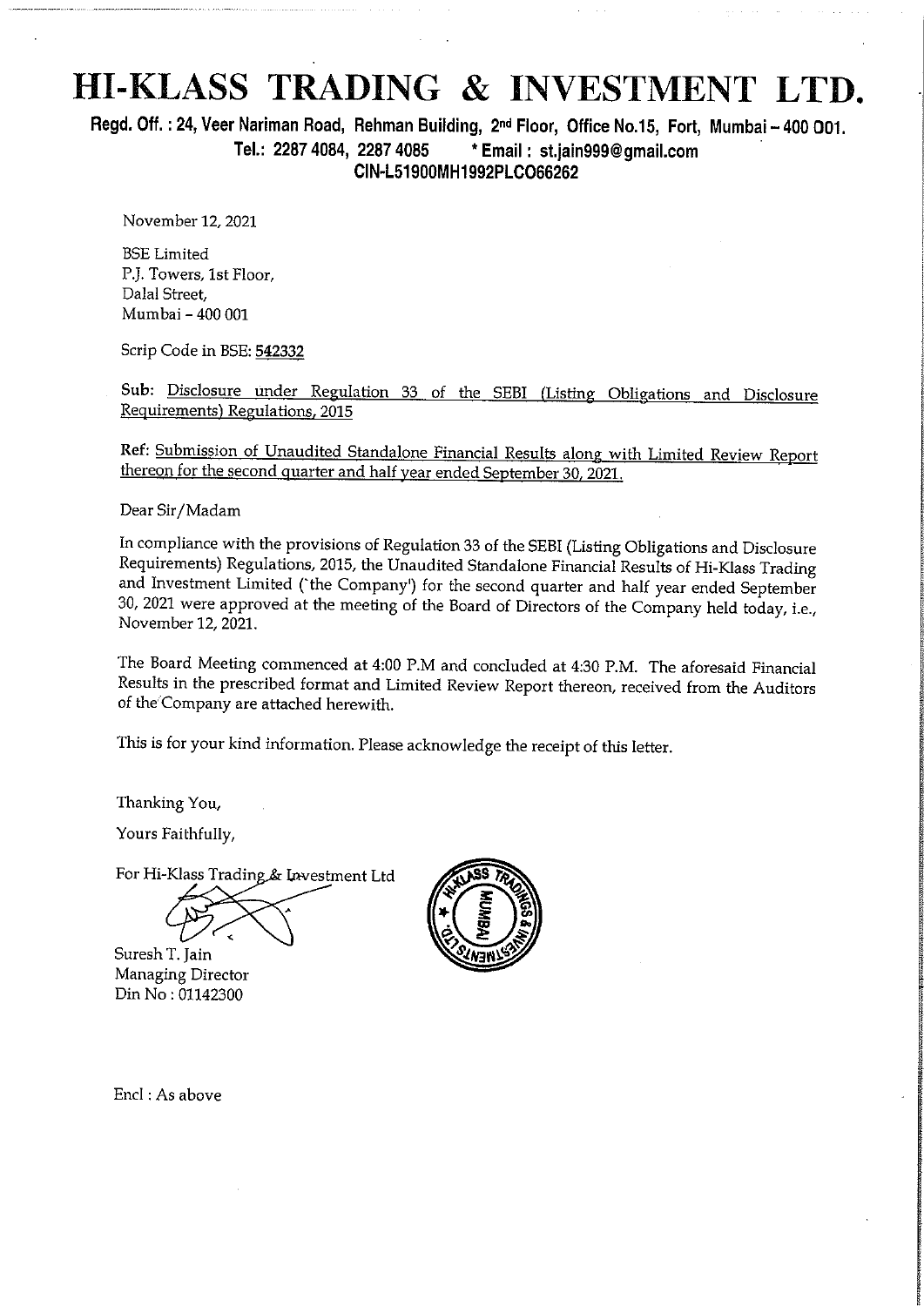# HI-KLASS TRADING & INVESTMENT LTD.

**Regd. Off. : 24, Veer Nariman Road, Rehman Building, 2nd Floor, Office No.15, Fort, Mumbai – 400 001.**
**Tel.: 2287 4084, 2287 4085 * Email : st.jain999@gmail.com**
**CIN-L51900MH1992PLC066262**

November 12, 2021

BSE Limited
P.J. Towers, 1st Floor,
Dalal Street,
Mumbai – 400 001

Scrip Code in BSE: **542332**

Sub: Disclosure under Regulation 33 of the SEBI (Listing Obligations and Disclosure Requirements) Regulations, 2015

Ref: Submission of Unaudited Standalone Financial Results along with Limited Review Report thereon for the second quarter and half year ended September 30, 2021.

Dear Sir/Madam

In compliance with the provisions of Regulation 33 of the SEBI (Listing Obligations and Disclosure Requirements) Regulations, 2015, the Unaudited Standalone Financial Results of Hi-Klass Trading and Investment Limited ('the Company') for the second quarter and half year ended September 30, 2021 were approved at the meeting of the Board of Directors of the Company held today, i.e., November 12, 2021.

The Board Meeting commenced at 4:00 P.M and concluded at 4:30 P.M. The aforesaid Financial Results in the prescribed format and Limited Review Report thereon, received from the Auditors of the Company are attached herewith.

This is for your kind information. Please acknowledge the receipt of this letter.

Thanking You,

Yours Faithfully,

For Hi-Klass Trading & Investment Ltd

Suresh T. Jain
Managing Director
Din No : 01142300

Encl : As above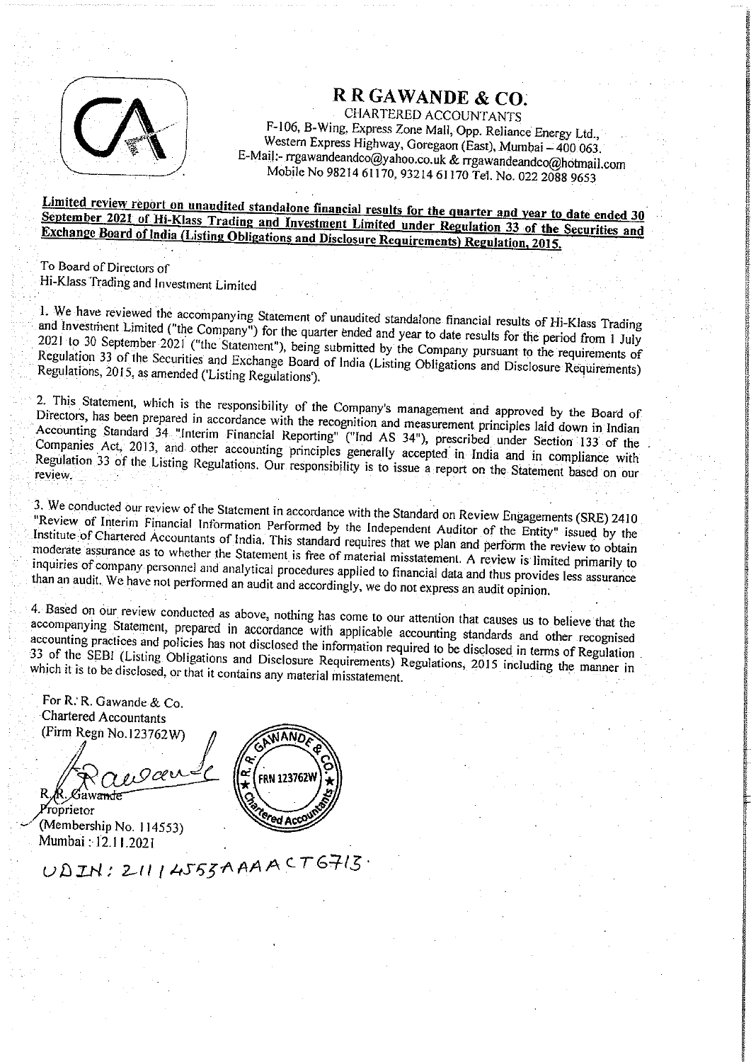# R R GAWANDE & CO.

CHARTERED ACCOUNTANTS
F-106, B-Wing, Express Zone Mall, Opp. Reliance Energy Ltd.,
Western Express Highway, Goregaon (East), Mumbai – 400 063.
E-Mail:- rrgawandeandco@yahoo.co.uk & rrgawandeandco@hotmail.com
Mobile No 98214 61170, 93214 61170 Tel. No. 022 2088 9653

**Limited review report on unaudited standalone financial results for the quarter and year to date ended 30 September 2021 of Hi-Klass Trading and Investment Limited under Regulation 33 of the Securities and Exchange Board of India (Listing Obligations and Disclosure Requirements) Regulation, 2015.**

To Board of Directors of
Hi-Klass Trading and Investment Limited

1. We have reviewed the accompanying Statement of unaudited standalone financial results of Hi-Klass Trading and Investment Limited ("the Company") for the quarter ended and year to date results for the period from 1 July 2021 to 30 September 2021 ("the Statement"), being submitted by the Company pursuant to the requirements of Regulation 33 of the Securities and Exchange Board of India (Listing Obligations and Disclosure Requirements) Regulations, 2015, as amended ('Listing Regulations').

2. This Statement, which is the responsibility of the Company's management and approved by the Board of Directors, has been prepared in accordance with the recognition and measurement principles laid down in Indian Accounting Standard 34 "Interim Financial Reporting" ("Ind AS 34"), prescribed under Section 133 of the Companies Act, 2013, and other accounting principles generally accepted in India and in compliance with Regulation 33 of the Listing Regulations. Our responsibility is to issue a report on the Statement based on our review.

3. We conducted our review of the Statement in accordance with the Standard on Review Engagements (SRE) 2410 "Review of Interim Financial Information Performed by the Independent Auditor of the Entity" issued by the Institute of Chartered Accountants of India. This standard requires that we plan and perform the review to obtain moderate assurance as to whether the Statement is free of material misstatement. A review is limited primarily to inquiries of company personnel and analytical procedures applied to financial data and thus provides less assurance than an audit. We have not performed an audit and accordingly, we do not express an audit opinion.

4. Based on our review conducted as above, nothing has come to our attention that causes us to believe that the accompanying Statement, prepared in accordance with applicable accounting standards and other recognised accounting practices and policies has not disclosed the information required to be disclosed in terms of Regulation 33 of the SEBI (Listing Obligations and Disclosure Requirements) Regulations, 2015 including the manner in which it is to be disclosed, or that it contains any material misstatement.

For R. R. Gawande & Co.
Chartered Accountants
(Firm Regn No.123762W)

R. R. Gawande
Proprietor
(Membership No. 114553)
Mumbai : 12.11.2021

UDIN: 21114553AAAACT6713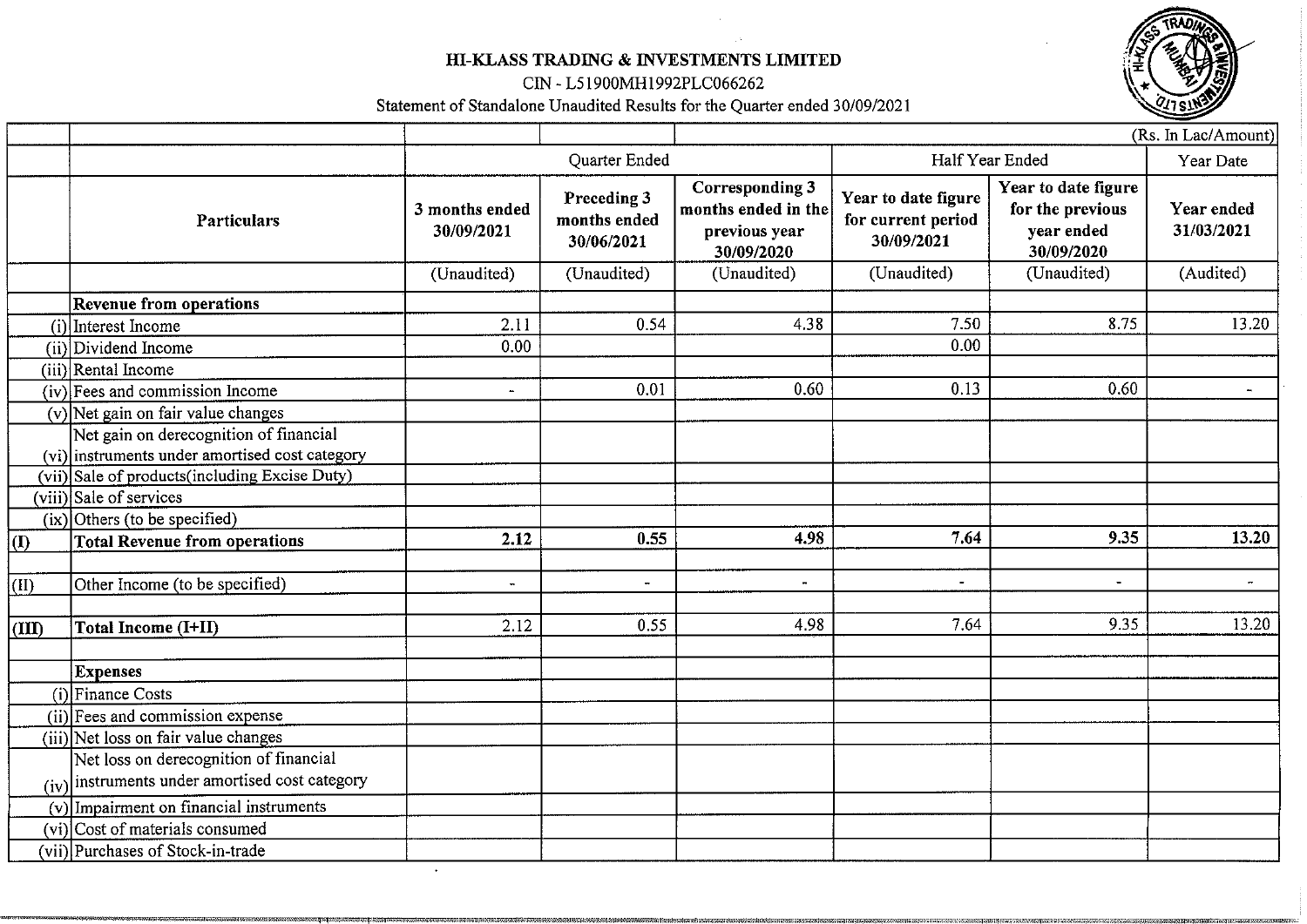# HI-KLASS TRADING & INVESTMENTS LIMITED

CIN - L51900MH1992PLC066262

Statement of Standalone Unaudited Results for the Quarter ended 30/09/2021

(Rs. In Lac/Amount)

| | | Quarter Ended | | | Half Year Ended | | Year Date |
|---|---|---|---|---|---|---|---|
| | **Particulars** | **3 months ended 30/09/2021** | **Preceding 3 months ended 30/06/2021** | **Corresponding 3 months ended in the previous year 30/09/2020** | **Year to date figure for current period 30/09/2021** | **Year to date figure for the previous year ended 30/09/2020** | **Year ended 31/03/2021** |
| | | (Unaudited) | (Unaudited) | (Unaudited) | (Unaudited) | (Unaudited) | (Audited) |
| | **Revenue from operations** | | | | | | |
| (i) | Interest Income | 2.11 | 0.54 | 4.38 | 7.50 | 8.75 | 13.20 |
| (ii) | Dividend Income | 0.00 | | | 0.00 | | |
| (iii) | Rental Income | | | | | | |
| (iv) | Fees and commission Income | - | 0.01 | 0.60 | 0.13 | 0.60 | - |
| (v) | Net gain on fair value changes | | | | | | |
| (vi) | Net gain on derecognition of financial instruments under amortised cost category | | | | | | |
| (vii) | Sale of products(including Excise Duty) | | | | | | |
| (viii) | Sale of services | | | | | | |
| (ix) | Others (to be specified) | | | | | | |
| **(I)** | **Total Revenue from operations** | **2.12** | **0.55** | **4.98** | **7.64** | **9.35** | **13.20** |
| | | | | | | | |
| (II) | Other Income (to be specified) | - | - | - | - | - | - |
| | | | | | | | |
| **(III)** | **Total Income (I+II)** | 2.12 | 0.55 | 4.98 | 7.64 | 9.35 | 13.20 |
| | | | | | | | |
| | **Expenses** | | | | | | |
| (i) | Finance Costs | | | | | | |
| (ii) | Fees and commission expense | | | | | | |
| (iii) | Net loss on fair value changes | | | | | | |
| (iv) | Net loss on derecognition of financial instruments under amortised cost category | | | | | | |
| (v) | Impairment on financial instruments | | | | | | |
| (vi) | Cost of materials consumed | | | | | | |
| (vii) | Purchases of Stock-in-trade | | | | | | |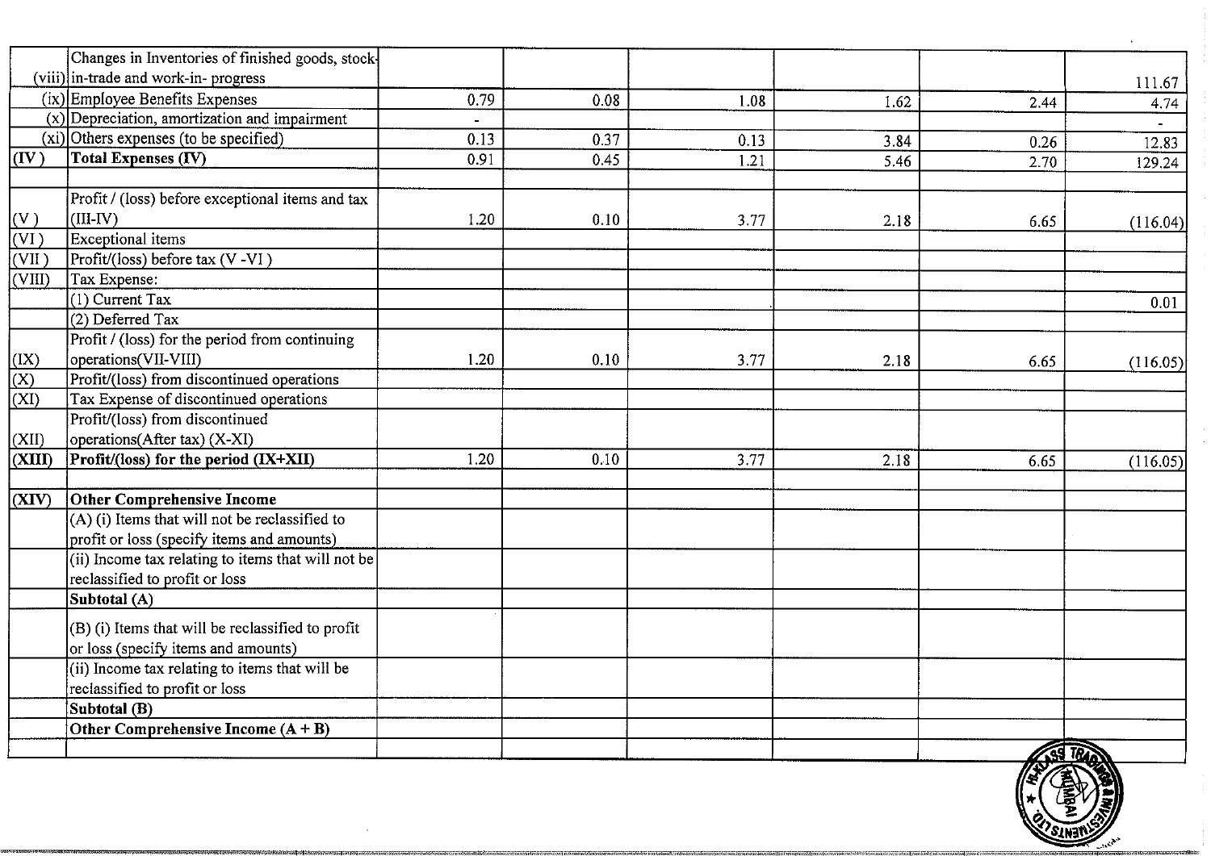| | | | | | | | |
|---|---|---|---|---|---|---|---|
| (viii) | Changes in Inventories of finished goods, stock-in-trade and work-in- progress | | | | | | 111.67 |
| (ix) | Employee Benefits Expenses | 0.79 | 0.08 | 1.08 | 1.62 | 2.44 | 4.74 |
| (x) | Depreciation, amortization and impairment | - | | | | | - |
| (xi) | Others expenses (to be specified) | 0.13 | 0.37 | 0.13 | 3.84 | 0.26 | 12.83 |
| **(IV)** | **Total Expenses (IV)** | 0.91 | 0.45 | 1.21 | 5.46 | 2.70 | 129.24 |
| | | | | | | | |
| (V) | Profit / (loss) before exceptional items and tax (III-IV) | 1.20 | 0.10 | 3.77 | 2.18 | 6.65 | (116.04) |
| (VI) | Exceptional items | | | | | | |
| (VII) | Profit/(loss) before tax (V -VI ) | | | | | | |
| (VIII) | Tax Expense: | | | | | | |
| | (1) Current Tax | | | | | | 0.01 |
| | (2) Deferred Tax | | | | | | |
| (IX) | Profit / (loss) for the period from continuing operations(VII-VIII) | 1.20 | 0.10 | 3.77 | 2.18 | 6.65 | (116.05) |
| (X) | Profit/(loss) from discontinued operations | | | | | | |
| (XI) | Tax Expense of discontinued operations | | | | | | |
| (XII) | Profit/(loss) from discontinued operations(After tax) (X-XI) | | | | | | |
| **(XIII)** | **Profit/(loss) for the period (IX+XII)** | 1.20 | 0.10 | 3.77 | 2.18 | 6.65 | (116.05) |
| | | | | | | | |
| **(XIV)** | **Other Comprehensive Income** | | | | | | |
| | (A) (i) Items that will not be reclassified to profit or loss (specify items and amounts) | | | | | | |
| | (ii) Income tax relating to items that will not be reclassified to profit or loss | | | | | | |
| | **Subtotal (A)** | | | | | | |
| | (B) (i) Items that will be reclassified to profit or loss (specify items and amounts) | | | | | | |
| | (ii) Income tax relating to items that will be reclassified to profit or loss | | | | | | |
| | **Subtotal (B)** | | | | | | |
| | **Other Comprehensive Income (A + B)** | | | | | | |
| | | | | | | | |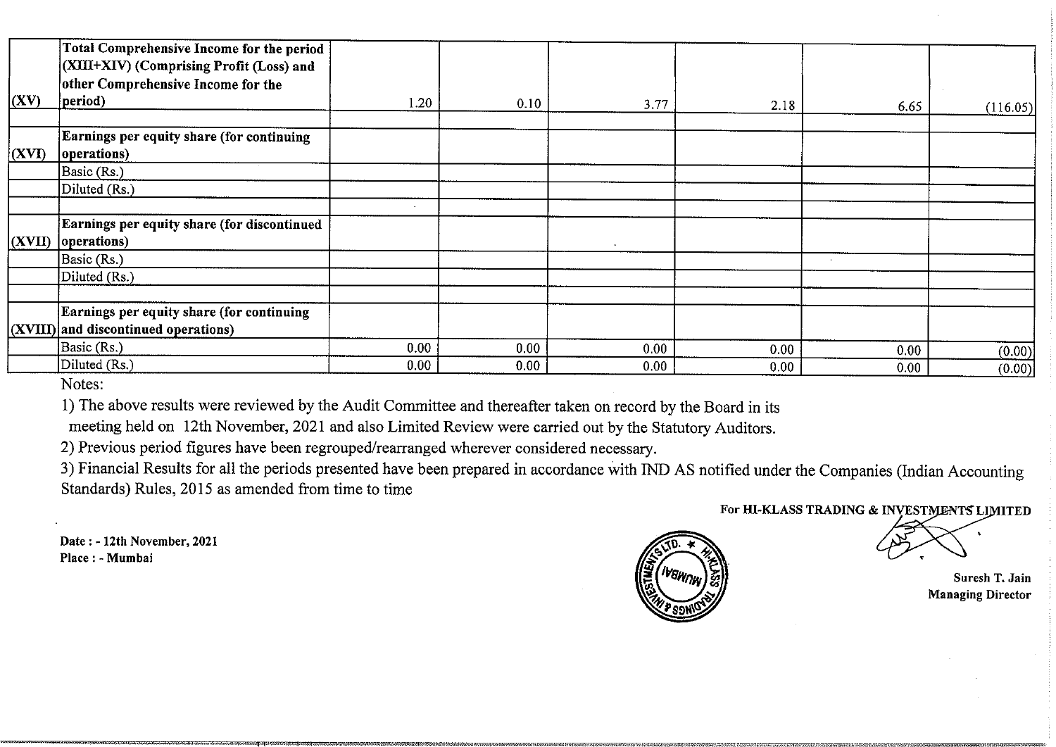| | | | | | | | |
|---|---|---|---|---|---|---|---|
| (XV) | **Total Comprehensive Income for the period (XIII+XIV) (Comprising Profit (Loss) and other Comprehensive Income for the period)** | 1.20 | 0.10 | 3.77 | 2.18 | 6.65 | (116.05) |
| | | | | | | | |
| (XVI) | **Earnings per equity share (for continuing operations)** | | | | | | |
| | Basic (Rs.) | | | | | | |
| | Diluted (Rs.) | | | | | | |
| | | | | | | | |
| (XVII) | **Earnings per equity share (for discontinued operations)** | | | | | | |
| | Basic (Rs.) | | | | | | |
| | Diluted (Rs.) | | | | | | |
| | | | | | | | |
| (XVIII) | **Earnings per equity share (for continuing and discontinued operations)** | | | | | | |
| | Basic (Rs.) | 0.00 | 0.00 | 0.00 | 0.00 | 0.00 | (0.00) |
| | Diluted (Rs.) | 0.00 | 0.00 | 0.00 | 0.00 | 0.00 | (0.00) |

Notes:

1) The above results were reviewed by the Audit Committee and thereafter taken on record by the Board in its meeting held on 12th November, 2021 and also Limited Review were carried out by the Statutory Auditors.

2) Previous period figures have been regrouped/rearranged wherever considered necessary.

3) Financial Results for all the periods presented have been prepared in accordance with IND AS notified under the Companies (Indian Accounting Standards) Rules, 2015 as amended from time to time

**For HI-KLASS TRADING & INVESTMENTS LIMITED**

**Date : - 12th November, 2021**
**Place : - Mumbai**

**Suresh T. Jain**
**Managing Director**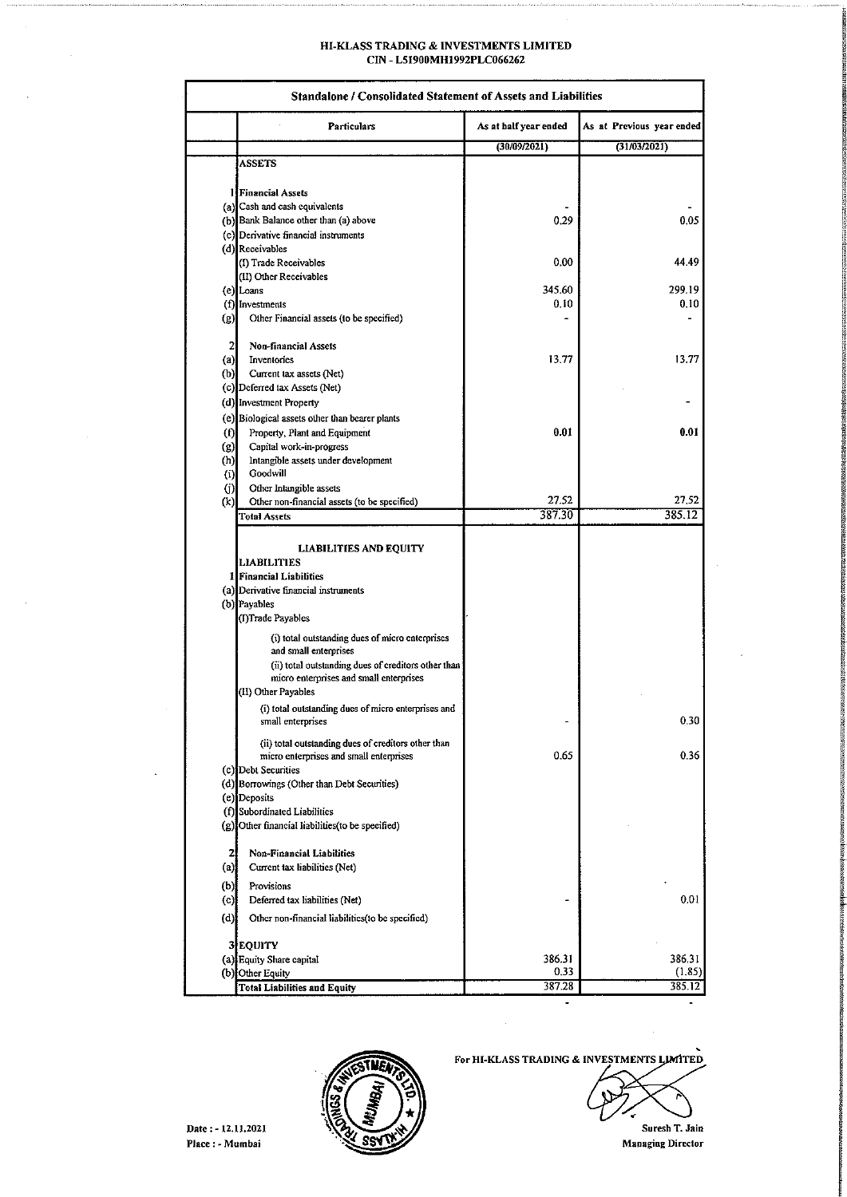**HI-KLASS TRADING & INVESTMENTS LIMITED**
**CIN - L51900MH1992PLC066262**

| | Particulars | As at half year ended | As at Previous year ended |
|---|---|---|---|
| | **Standalone / Consolidated Statement of Assets and Liabilities** | | |
| | | (30/09/2021) | (31/03/2021) |
| | **ASSETS** | | |
| 1 | **Financial Assets** | | |
| (a) | Cash and cash equivalents | - | - |
| (b) | Bank Balance other than (a) above | 0.29 | 0.05 |
| (c) | Derivative financial instruments | | |
| (d) | Receivables | | |
| | (I) Trade Receivables | 0.00 | 44.49 |
| | (II) Other Receivables | | |
| (e) | Loans | 345.60 | 299.19 |
| (f) | Investments | 0.10 | 0.10 |
| (g) | Other Financial assets (to be specified) | - | - |
| 2 | Non-financial Assets | | |
| (a) | Inventories | 13.77 | 13.77 |
| (b) | Current tax assets (Net) | | |
| (c) | Deferred tax Assets (Net) | | |
| (d) | Investment Property | | - |
| (e) | Biological assets other than bearer plants | | |
| (f) | Property, Plant and Equipment | **0.01** | **0.01** |
| (g) | Capital work-in-progress | | |
| (h) | Intangible assets under development | | |
| (i) | Goodwill | | |
| (j) | Other Intangible assets | | |
| (k) | Other non-financial assets (to be specified) | 27.52 | 27.52 |
| | **Total Assets** | 387.30 | 385.12 |
| | **LIABILITIES AND EQUITY** | | |
| | **LIABILITIES** | | |
| 1 | **Financial Liabilities** | | |
| (a) | Derivative financial instruments | | |
| (b) | Payables | | |
| | (I)Trade Payables | | |
| | (i) total outstanding dues of micro enterprises and small enterprises | | |
| | (ii) total outstanding dues of creditors other than micro enterprises and small enterprises | | |
| | (II) Other Payables | | |
| | (i) total outstanding dues of micro enterprises and small enterprises | - | 0.30 |
| | (ii) total outstanding dues of creditors other than micro enterprises and small enterprises | 0.65 | 0.36 |
| (c) | Debt Securities | | |
| (d) | Borrowings (Other than Debt Securities) | | |
| (e) | Deposits | | |
| (f) | Subordinated Liabilities | | |
| (g) | Other financial liabilities(to be specified) | | |
| 2 | Non-Financial Liabilities | | |
| (a) | Current tax liabilities (Net) | | |
| (b) | Provisions | | |
| (c) | Deferred tax liabilities (Net) | - | 0.01 |
| (d) | Other non-financial liabilities(to be specified) | | |
| 3 | **EQUITY** | | |
| (a) | Equity Share capital | 386.31 | 386.31 |
| (b) | Other Equity | 0.33 | (1.85) |
| | **Total Liabilities and Equity** | 387.28 | 385.12 |
| | | - | - |

Date : - 12.11.2021
Place : - Mumbai

For HI-KLASS TRADING & INVESTMENTS LIMITED

Suresh T. Jain
Managing Director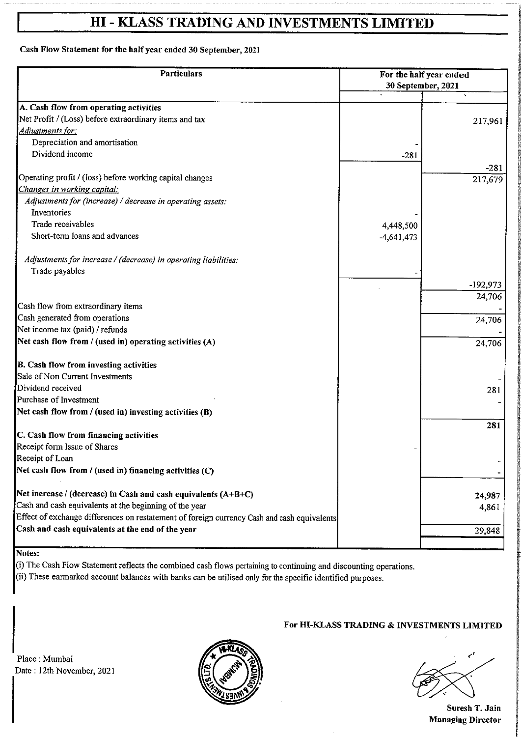# HI - KLASS TRADING AND INVESTMENTS LIMITED

**Cash Flow Statement for the half year ended 30 September, 2021**

| Particulars | For the half year ended 30 September, 2021 | |
|---|---|---|
| **A. Cash flow from operating activities** | | |
| Net Profit / (Loss) before extraordinary items and tax | | 217,961 |
| *Adjustments for:* | | |
| Depreciation and amortisation | - | |
| Dividend income | -281 | |
| | | -281 |
| Operating profit / (loss) before working capital changes | | 217,679 |
| *Changes in working capital:* | | |
| *Adjustments for (increase) / decrease in operating assets:* | | |
| Inventories | - | |
| Trade receivables | 4,448,500 | |
| Short-term loans and advances | -4,641,473 | |
| *Adjustments for increase / (decrease) in operating liabilities:* | | |
| Trade payables | - | |
| | | -192,973 |
| | | 24,706 |
| Cash flow from extraordinary items | | - |
| Cash generated from operations | | 24,706 |
| Net income tax (paid) / refunds | | - |
| **Net cash flow from / (used in) operating activities (A)** | | 24,706 |
| **B. Cash flow from investing activities** | | |
| Sale of Non Current Investments | | - |
| Dividend received | | 281 |
| Purchase of Investment | | - |
| **Net cash flow from / (used in) investing activities (B)** | | **281** |
| **C. Cash flow from financing activities** | | |
| Receipt form Issue of Shares | - | |
| Receipt of Loan | | - |
| **Net cash flow from / (used in) financing activities (C)** | | - |
| **Net increase / (decrease) in Cash and cash equivalents (A+B+C)** | | **24,987** |
| Cash and cash equivalents at the beginning of the year | | 4,861 |
| Effect of exchange differences on restatement of foreign currency Cash and cash equivalents | | |
| **Cash and cash equivalents at the end of the year** | | 29,848 |

**Notes:**

(i) The Cash Flow Statement reflects the combined cash flows pertaining to continuing and discounting operations.

(ii) These earmarked account balances with banks can be utilised only for the specific identified purposes.

**For HI-KLASS TRADING & INVESTMENTS LIMITED**

Place : Mumbai
Date : 12th November, 2021

**Suresh T. Jain**
**Managing Director**